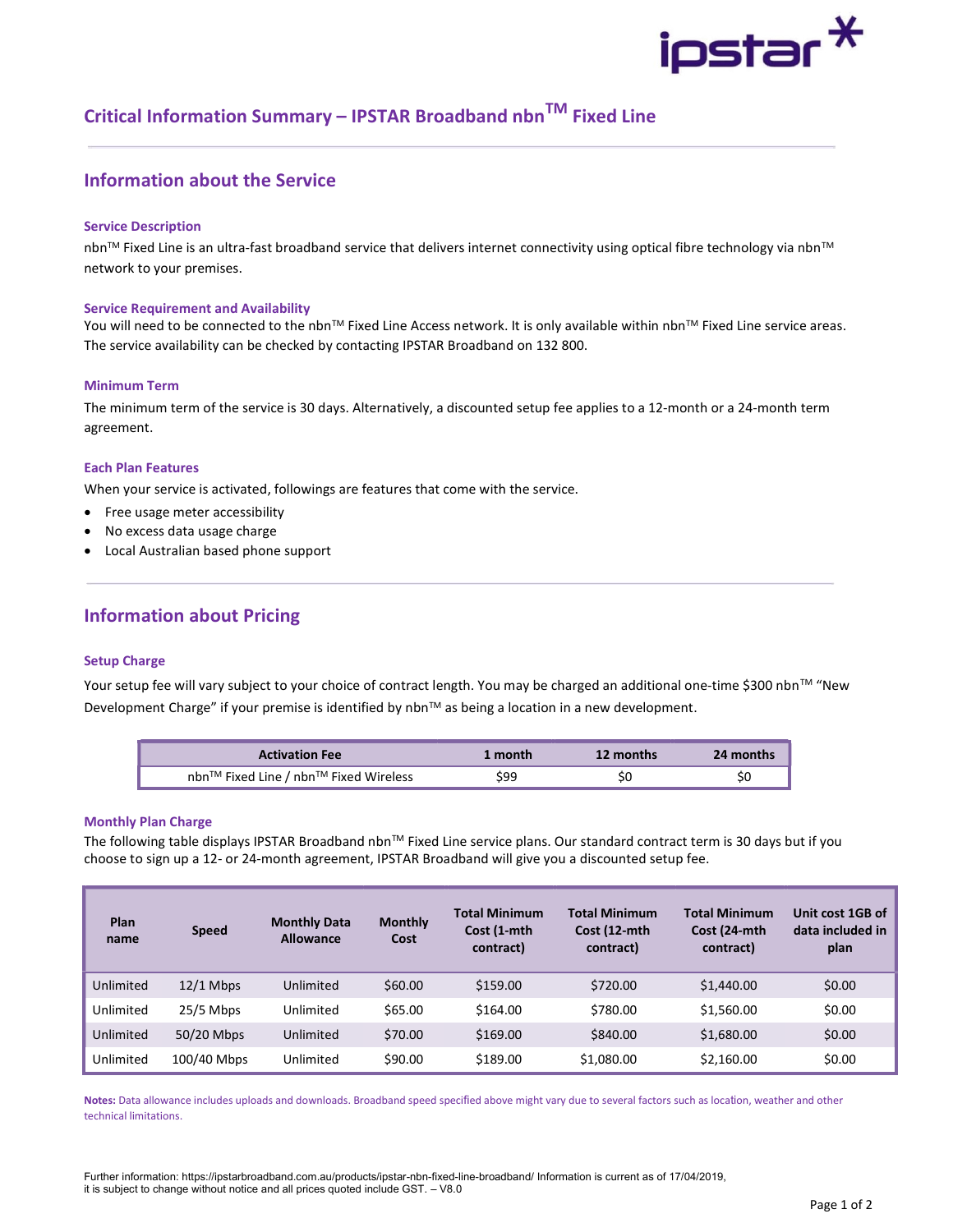# Critical Information Summary – IPSTAR Broadband nbnTM Fixed Line

## Information about the Service

### Service Description

nbnTM Fixed Line is an ultra-fast broadband service that delivers internet connectivity using optical fibre technology via nbnTM network to your premises.

### Service Requirement and Availability

You will need to be connected to the nbnTM Fixed Line Access network. It is only available within nbnTM Fixed Line service areas. The service availability can be checked by contacting IPSTAR Broadband on 132 800.

### Minimum Term

The minimum term of the service is 30 days. Alternatively, a discounted setup fee applies to a 12-month or a 24-month term agreement.

### Each Plan Features

When your service is activated, followings are features that come with the service.

- Free usage meter accessibility
- No excess data usage charge
- Local Australian based phone support

## Information about Pricing

### Setup Charge

Your setup fee will vary subject to your choice of contract length. You may be charged an additional one-time $300 nbnTM "New Development Charge" if your premise is identified by nbnTM as being a location in a new development.

| Activation Fee | 1 month | 12 months | 24 months |
|---|---|---|---|
| nbnTM Fixed Line / nbnTM Fixed Wireless | $99 | $0 | $0 |

### Monthly Plan Charge

The following table displays IPSTAR Broadband nbnTM Fixed Line service plans. Our standard contract term is 30 days but if you choose to sign up a 12- or 24-month agreement, IPSTAR Broadband will give you a discounted setup fee.

| Plan name | Speed | Monthly Data Allowance | Monthly Cost | Total Minimum Cost (1-mth contract) | Total Minimum Cost (12-mth contract) | Total Minimum Cost (24-mth contract) | Unit cost 1GB of data included in plan |
|---|---|---|---|---|---|---|---|
| Unlimited | 12/1 Mbps | Unlimited | $60.00 | $159.00 | $720.00 | $1,440.00 | $0.00 |
| Unlimited | 25/5 Mbps | Unlimited | $65.00 | $164.00 | $780.00 | $1,560.00 | $0.00 |
| Unlimited | 50/20 Mbps | Unlimited | $70.00 | $169.00 | $840.00 | $1,680.00 | $0.00 |
| Unlimited | 100/40 Mbps | Unlimited | $90.00 | $189.00 | $1,080.00 | $2,160.00 | $0.00 |

**Notes:** Data allowance includes uploads and downloads. Broadband speed specified above might vary due to several factors such as location, weather and other technical limitations.

Further information: https://ipstarbroadband.com.au/products/ipstar-nbn-fixed-line-broadband/ Information is current as of 17/04/2019, it is subject to change without notice and all prices quoted include GST. – V8.0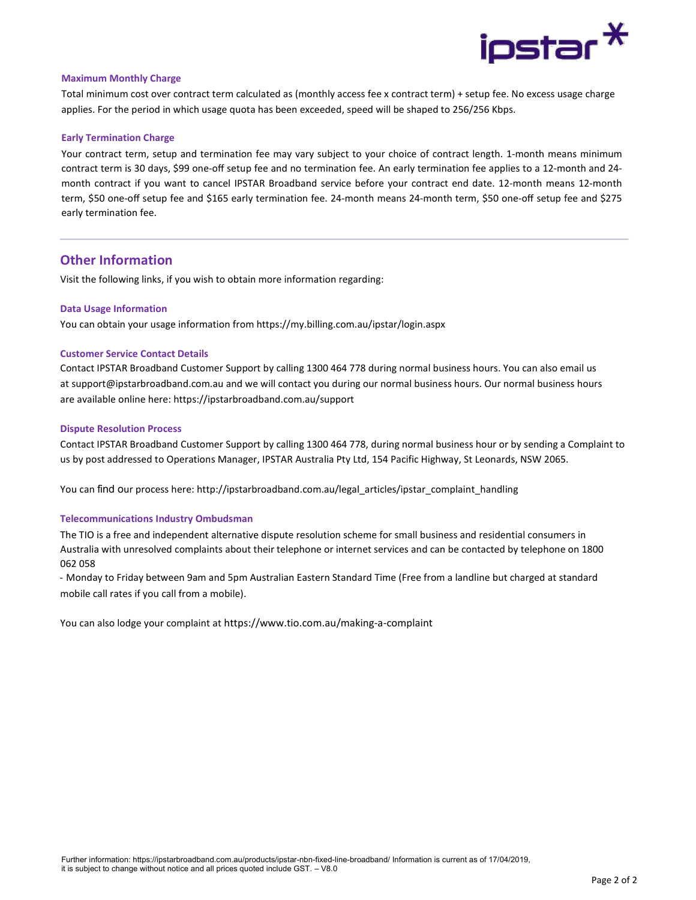### Maximum Monthly Charge

Total minimum cost over contract term calculated as (monthly access fee x contract term) + setup fee. No excess usage charge applies. For the period in which usage quota has been exceeded, speed will be shaped to 256/256 Kbps.

### Early Termination Charge

Your contract term, setup and termination fee may vary subject to your choice of contract length. 1-month means minimum contract term is 30 days, $99 one-off setup fee and no termination fee. An early termination fee applies to a 12-month and 24-month contract if you want to cancel IPSTAR Broadband service before your contract end date. 12-month means 12-month term, $50 one-off setup fee and $165 early termination fee. 24-month means 24-month term, $50 one-off setup fee and $275 early termination fee.

---

## Other Information

Visit the following links, if you wish to obtain more information regarding:

### Data Usage Information

You can obtain your usage information from https://my.billing.com.au/ipstar/login.aspx

### Customer Service Contact Details

Contact IPSTAR Broadband Customer Support by calling 1300 464 778 during normal business hours. You can also email us at support@ipstarbroadband.com.au and we will contact you during our normal business hours. Our normal business hours are available online here: https://ipstarbroadband.com.au/support

### Dispute Resolution Process

Contact IPSTAR Broadband Customer Support by calling 1300 464 778, during normal business hour or by sending a Complaint to us by post addressed to Operations Manager, IPSTAR Australia Pty Ltd, 154 Pacific Highway, St Leonards, NSW 2065.

You can find our process here: http://ipstarbroadband.com.au/legal_articles/ipstar_complaint_handling

### Telecommunications Industry Ombudsman

The TIO is a free and independent alternative dispute resolution scheme for small business and residential consumers in Australia with unresolved complaints about their telephone or internet services and can be contacted by telephone on 1800 062 058

- Monday to Friday between 9am and 5pm Australian Eastern Standard Time (Free from a landline but charged at standard mobile call rates if you call from a mobile).

You can also lodge your complaint at https://www.tio.com.au/making-a-complaint

Further information: https://ipstarbroadband.com.au/products/ipstar-nbn-fixed-line-broadband/ Information is current as of 17/04/2019, it is subject to change without notice and all prices quoted include GST. – V8.0